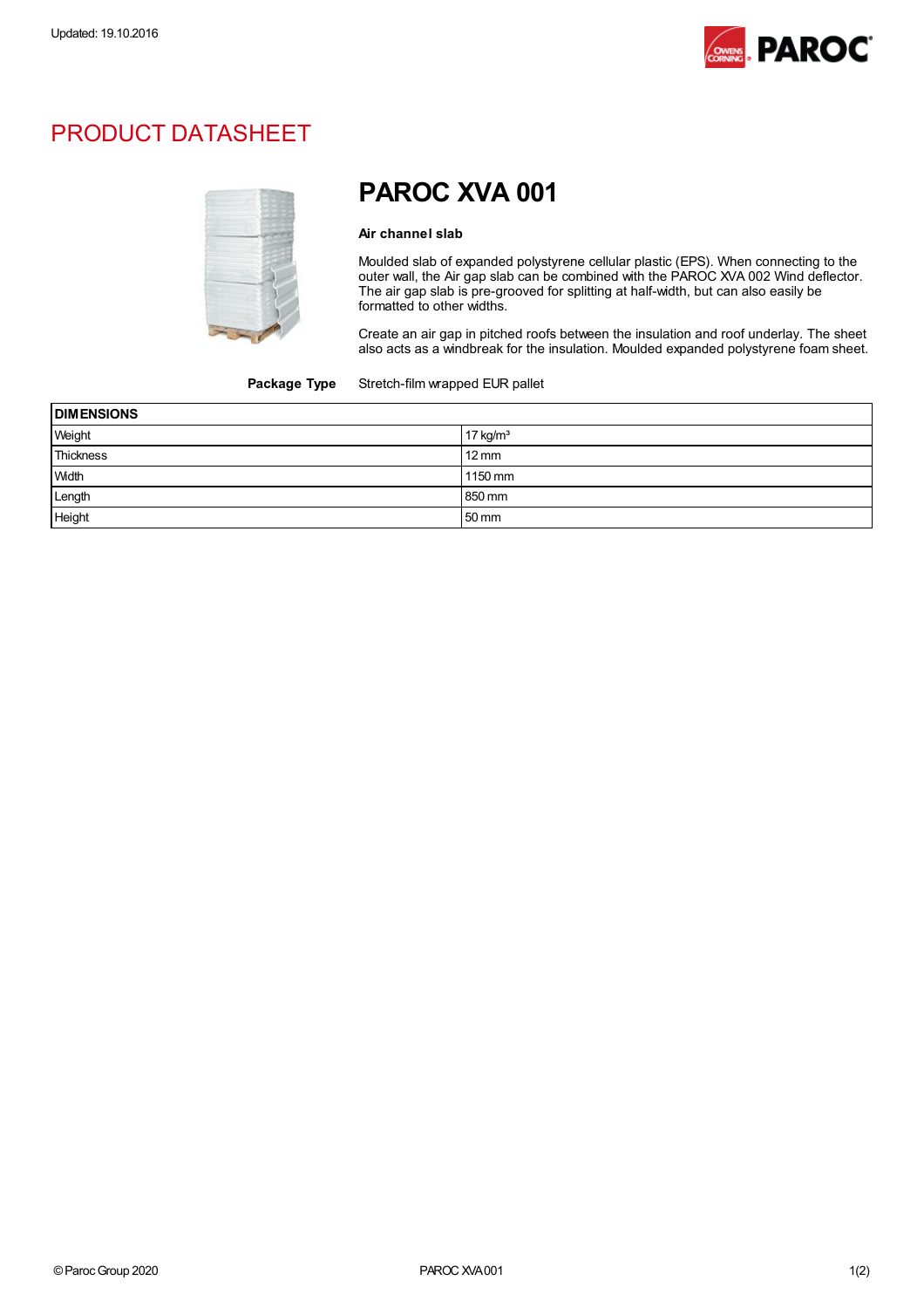Updated: 19.10.2016

# PRODUCT DATASHEET

## PAROC XVA 001

**Air channel slab**

Moulded slab of expanded polystyrene cellular plastic (EPS). When connecting to the outer wall, the Air gap slab can be combined with the PAROC XVA 002 Wind deflector. The air gap slab is pre-grooved for splitting at half-width, but can also easily be formatted to other widths.

Create an air gap in pitched roofs between the insulation and roof underlay. The sheet also acts as a windbreak for the insulation. Moulded expanded polystyrene foam sheet.

**Package Type** Stretch-film wrapped EUR pallet

| DIMENSIONS | |
|---|---|
| Weight | 17 kg/m³ |
| Thickness | 12 mm |
| Width | 1150 mm |
| Length | 850 mm |
| Height | 50 mm |

© Paroc Group 2020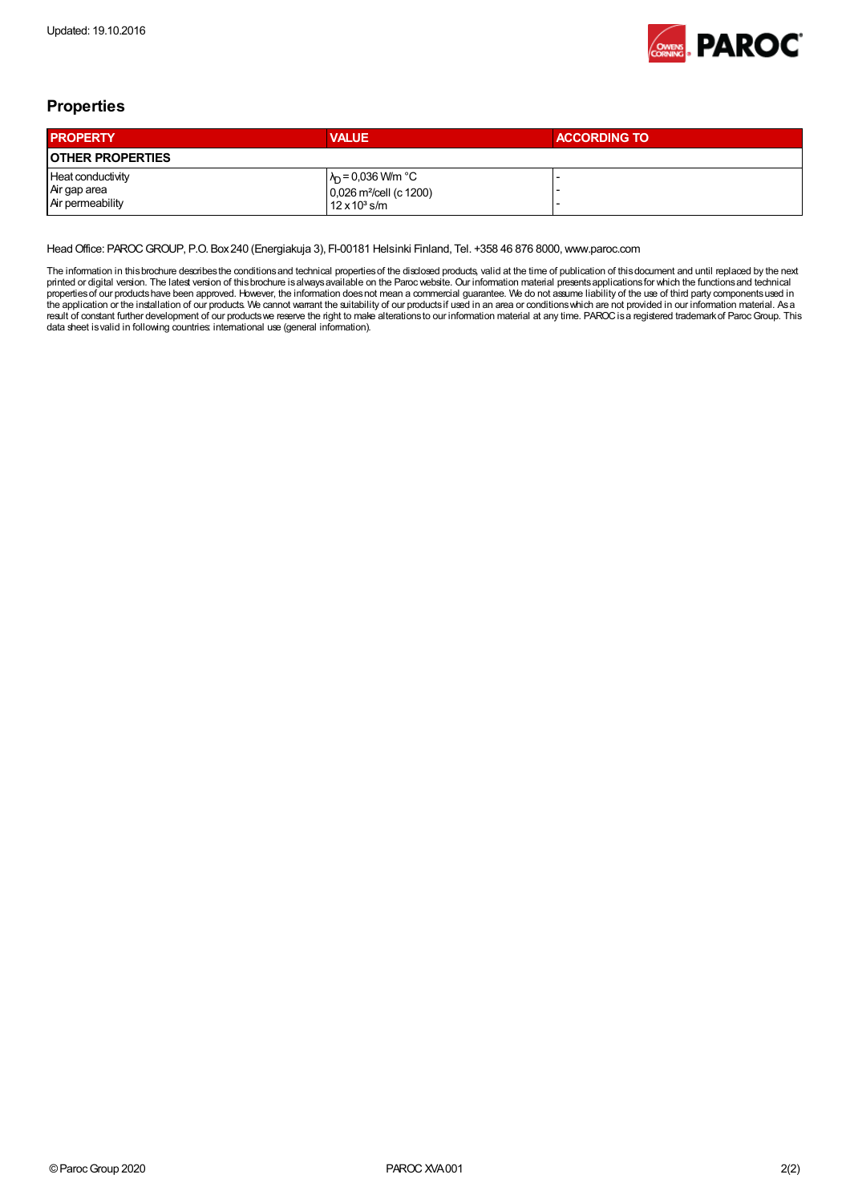Updated: 19.10.2016

## Properties

| PROPERTY | VALUE | ACCORDING TO |
| --- | --- | --- |
| **OTHER PROPERTIES** | | |
| Heat conductivity | $\lambda_D$ = 0,036 W/m °C | - |
| Air gap area | 0,026 m²/cell (c 1200) | - |
| Air permeability | 12 x 10³ s/m | - |

Head Office: PAROC GROUP, P.O. Box 240 (Energiakuja 3), FI-00181 Helsinki Finland, Tel. +358 46 876 8000, www.paroc.com

The information in this brochure describes the conditions and technical properties of the disclosed products, valid at the time of publication of this document and until replaced by the next printed or digital version. The latest version of this brochure is always available on the Paroc website. Our information material presents applications for which the functions and technical properties of our products have been approved. However, the information does not mean a commercial guarantee. We do not assume liability of the use of third party components used in the application or the installation of our products. We cannot warrant the suitability of our products if used in an area or conditions which are not provided in our information material. As a result of constant further development of our products we reserve the right to make alterations to our information material at any time. PAROC is a registered trademark of Paroc Group. This data sheet is valid in following countries: international use (general information).

© Paroc Group 2020

PAROC XVA 001